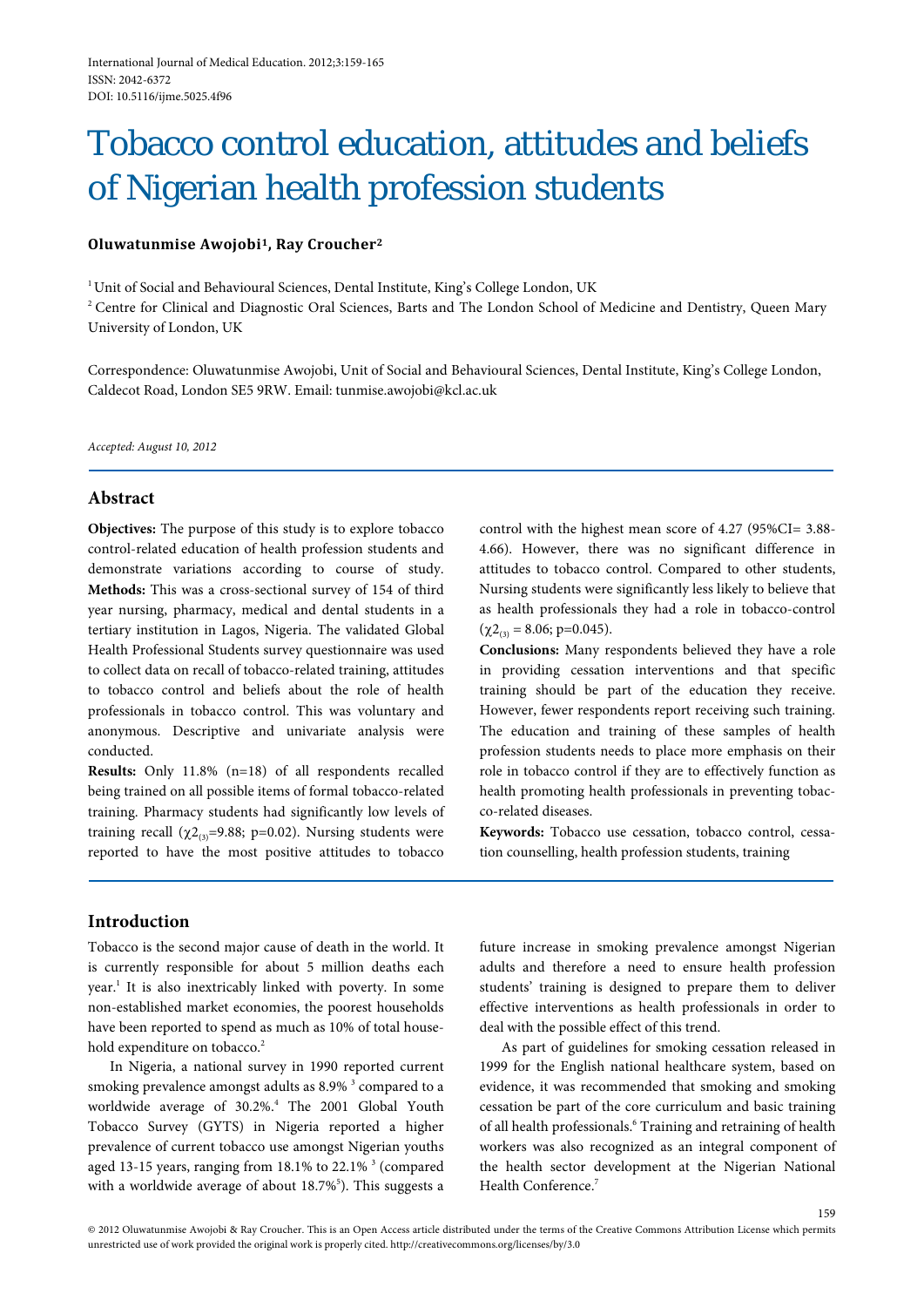# Tobacco control education, attitudes and beliefs of Nigerian health profession students

**Oluwatunmise Awojobi[1], Ray Croucher[2]**

[1] Unit of Social and Behavioural Sciences, Dental Institute, King's College London, UK

[2] Centre for Clinical and Diagnostic Oral Sciences, Barts and The London School of Medicine and Dentistry, Queen Mary University of London, UK

Correspondence: Oluwatunmise Awojobi, Unit of Social and Behavioural Sciences, Dental Institute, King's College London, Caldecot Road, London SE5 9RW. Email: tunmise.awojobi@kcl.ac.uk

*Accepted: August 10, 2012*

## Abstract

**Objectives:** The purpose of this study is to explore tobacco control-related education of health profession students and demonstrate variations according to course of study.

**Methods:** This was a cross-sectional survey of 154 of third year nursing, pharmacy, medical and dental students in a tertiary institution in Lagos, Nigeria. The validated Global Health Professional Students survey questionnaire was used to collect data on recall of tobacco-related training, attitudes to tobacco control and beliefs about the role of health professionals in tobacco control. This was voluntary and anonymous. Descriptive and univariate analysis were conducted.

**Results:** Only 11.8% (n=18) of all respondents recalled being trained on all possible items of formal tobacco-related training. Pharmacy students had significantly low levels of training recall ($\chi2_{(3)}$=9.88; p=0.02). Nursing students were reported to have the most positive attitudes to tobacco control with the highest mean score of 4.27 (95%CI= 3.88-4.66). However, there was no significant difference in attitudes to tobacco control. Compared to other students, Nursing students were significantly less likely to believe that as health professionals they had a role in tobacco-control ($\chi2_{(3)}$ = 8.06; p=0.045).

**Conclusions:** Many respondents believed they have a role in providing cessation interventions and that specific training should be part of the education they receive. However, fewer respondents report receiving such training. The education and training of these samples of health profession students needs to place more emphasis on their role in tobacco control if they are to effectively function as health promoting health professionals in preventing tobacco-related diseases.

**Keywords:** Tobacco use cessation, tobacco control, cessation counselling, health profession students, training

## Introduction

Tobacco is the second major cause of death in the world. It is currently responsible for about 5 million deaths each year.[1] It is also inextricably linked with poverty. In some non-established market economies, the poorest households have been reported to spend as much as 10% of total household expenditure on tobacco.[2]

In Nigeria, a national survey in 1990 reported current smoking prevalence amongst adults as 8.9% [3] compared to a worldwide average of 30.2%.[4] The 2001 Global Youth Tobacco Survey (GYTS) in Nigeria reported a higher prevalence of current tobacco use amongst Nigerian youths aged 13-15 years, ranging from 18.1% to 22.1% [3] (compared with a worldwide average of about 18.7%[5]). This suggests a future increase in smoking prevalence amongst Nigerian adults and therefore a need to ensure health profession students' training is designed to prepare them to deliver effective interventions as health professionals in order to deal with the possible effect of this trend.

As part of guidelines for smoking cessation released in 1999 for the English national healthcare system, based on evidence, it was recommended that smoking and smoking cessation be part of the core curriculum and basic training of all health professionals.[6] Training and retraining of health workers was also recognized as an integral component of the health sector development at the Nigerian National Health Conference.[7]

© 2012 Oluwatunmise Awojobi & Ray Croucher. This is an Open Access article distributed under the terms of the Creative Commons Attribution License which permits unrestricted use of work provided the original work is properly cited. http://creativecommons.org/licenses/by/3.0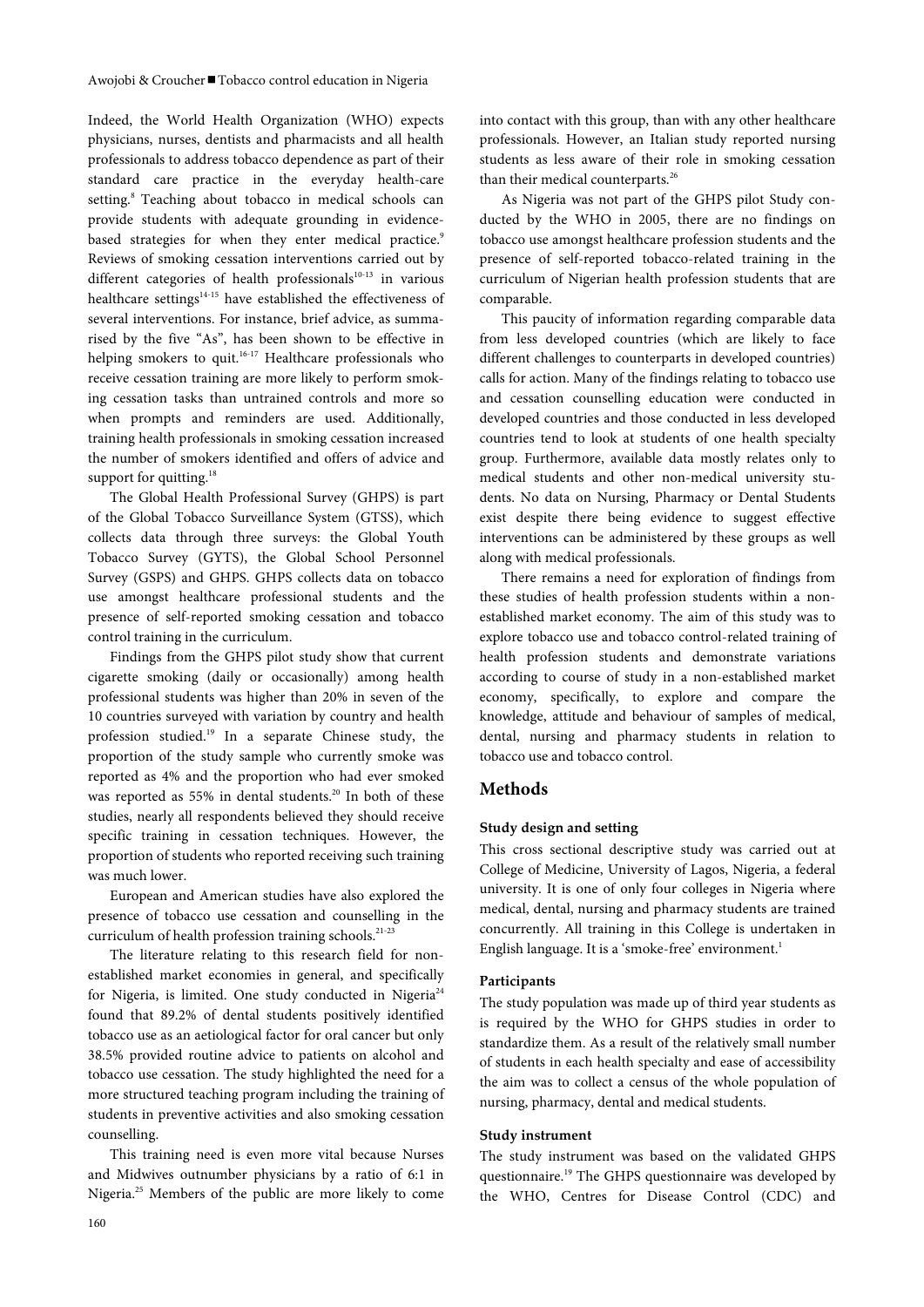Indeed, the World Health Organization (WHO) expects physicians, nurses, dentists and pharmacist and all health professionals to address tobacco dependence as part of their standard care practice in the everyday health-care setting.[8] Teaching about tobacco in medical schools can provide students with adequate grounding in evidence-based strategies for when they enter medical practice.[9] Reviews of smoking cessation interventions carried out by different categories of health professionals[10-13] in various healthcare settings[14-15] have established the effectiveness of several interventions. For instance, brief advice, as summarised by the five "As", has been shown to be effective in helping smokers to quit.[16-17] Healthcare professionals who receive cessation training are more likely to perform smoking cessation tasks than untrained controls and more so when prompts and reminders are used. Additionally, training health professionals in smoking cessation increased the number of smokers identified and offers of advice and support for quitting.[18]

The Global Health Professional Survey (GHPS) is part of the Global Tobacco Surveillance System (GTSS), which collects data through three surveys: the Global Youth Tobacco Survey (GYTS), the Global School Personnel Survey (GSPS) and GHPS. GHPS collects data on tobacco use amongst healthcare professional students and the presence of self-reported smoking cessation and tobacco control training in the curriculum.

Findings from the GHPS pilot study show that current cigarette smoking (daily or occasionally) among health professional students was higher than 20% in seven of the 10 countries surveyed with variation by country and health profession studied.[19] In a separate Chinese study, the proportion of the study sample who currently smoke was reported as 4% and the proportion who had ever smoked was reported as 55% in dental students.[20] In both of these studies, nearly all respondents believed they should receive specific training in cessation techniques. However, the proportion of students who reported receiving such training was much lower.

European and American studies have also explored the presence of tobacco use cessation and counselling in the curriculum of health profession training schools.[21-23]

The literature relating to this research field for non-established market economies in general, and specifically for Nigeria, is limited. One study conducted in Nigeria[24] found that 89.2% of dental students positively identified tobacco use as an aetiological factor for oral cancer but only 38.5% provided routine advice to patients on alcohol and tobacco use cessation. The study highlighted the need for a more structured teaching program including the training of students in preventive activities and also smoking cessation counselling.

This training need is even more vital because Nurses and Midwives outnumber physicians by a ratio of 6:1 in Nigeria.[25] Members of the public are more likely to come into contact with this group, than with any other healthcare professionals. However, an Italian study reported nursing students as less aware of their role in smoking cessation than their medical counterparts.[26]

As Nigeria was not part of the GHPS pilot Study conducted by the WHO in 2005, there are no findings on tobacco use amongst healthcare profession students and the presence of self-reported tobacco-related training in the curriculum of Nigerian health profession students that are comparable.

This paucity of information regarding comparable data from less developed countries (which are likely to face different challenges to counterparts in developed countries) calls for action. Many of the findings relating to tobacco use and cessation counselling education were conducted in developed countries and those conducted in less developed countries tend to look at students of one health specialty group. Furthermore, available data mostly relates only to medical students and other non-medical university students. No data on Nursing, Pharmacy or Dental Students exist despite there being evidence to suggest effective interventions can be administered by these groups as well along with medical professionals.

There remains a need for exploration of findings from these studies of health profession students within a non-established market economy. The aim of this study was to explore tobacco use and tobacco control-related training of health profession students and demonstrate variations according to course of study in a non-established market economy, specifically, to explore and compare the knowledge, attitude and behaviour of samples of medical, dental, nursing and pharmacy students in relation to tobacco use and tobacco control.

## Methods

### Study design and setting

This cross sectional descriptive study was carried out at College of Medicine, University of Lagos, Nigeria, a federal university. It is one of only four colleges in Nigeria where medical, dental, nursing and pharmacy students are trained concurrently. All training in this College is undertaken in English language. It is a 'smoke-free' environment.[1]

### Participants

The study population was made up of third year students as is required by the WHO for GHPS studies in order to standardize them. As a result of the relatively small number of students in each health specialty and ease of accessibility the aim was to collect a census of the whole population of nursing, pharmacy, dental and medical students.

### Study instrument

The study instrument was based on the validated GHPS questionnaire.[19] The GHPS questionnaire was developed by the WHO, Centres for Disease Control (CDC) and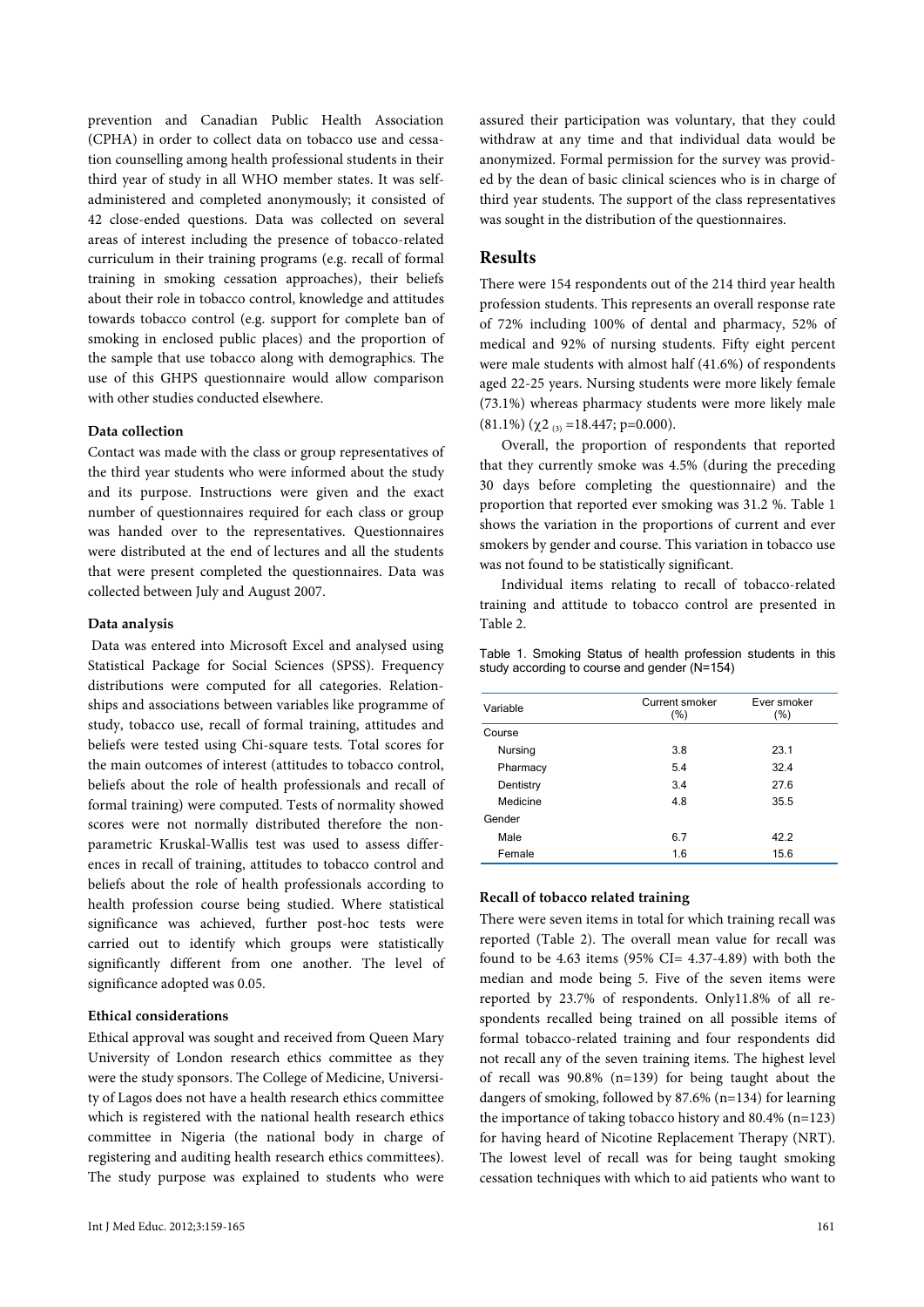prevention and Canadian Public Health Association (CPHA) in order to collect data on tobacco use and cessation counselling among health professional students in their third year of study in all WHO member states. It was self-administered and completed anonymously; it consisted of 42 close-ended questions. Data was collected on several areas of interest including the presence of tobacco-related curriculum in their training programs (e.g. recall of formal training in smoking cessation approaches), their beliefs about their role in tobacco control, knowledge and attitudes towards tobacco control (e.g. support for complete ban of smoking in enclosed public places) and the proportion of the sample that use tobacco along with demographics. The use of this GHPS questionnaire would allow comparison with other studies conducted elsewhere.

#### Data collection

Contact was made with the class or group representatives of the third year students who were informed about the study and its purpose. Instructions were given and the exact number of questionnaires required for each class or group was handed over to the representatives. Questionnaires were distributed at the end of lectures and all the students that were present completed the questionnaires. Data was collected between July and August 2007.

#### Data analysis

Data was entered into Microsoft Excel and analysed using Statistical Package for Social Sciences (SPSS). Frequency distributions were computed for all categories. Relationships and associations between variables like programme of study, tobacco use, recall of formal training, attitudes and beliefs were tested using Chi-square tests. Total scores for the main outcomes of interest (attitudes to tobacco control, beliefs about the role of health professionals and recall of formal training) were computed. Tests of normality showed scores were not normally distributed therefore the non-parametric Kruskal-Wallis test was used to assess differences in recall of training, attitudes to tobacco control and beliefs about the role of health professionals according to health profession course being studied. Where statistical significance was achieved, further post-hoc tests were carried out to identify which groups were statistically significantly different from one another. The level of significance adopted was 0.05.

#### Ethical considerations

Ethical approval was sought and received from Queen Mary University of London research ethics committee as they were the study sponsors. The College of Medicine, University of Lagos does not have a health research ethics committee which is registered with the national health research ethics committee in Nigeria (the national body in charge of registering and auditing health research ethics committees). The study purpose was explained to students who were assured their participation was voluntary, that they could withdraw at any time and that individual data would be anonymized. Formal permission for the survey was provided by the dean of basic clinical sciences who is in charge of third year students. The support of the class representatives was sought in the distribution of the questionnaires.

## Results

There were 154 respondents out of the 214 third year health profession students. This represents an overall response rate of 72% including 100% of dental and pharmacy, 52% of medical and 92% of nursing students. Fifty eight percent were male students with almost half (41.6%) of respondents aged 22-25 years. Nursing students were more likely female (73.1%) whereas pharmacy students were more likely male (81.1%) ($\chi^2_{(3)}$ =18.447; p=0.000).

Overall, the proportion of respondents that reported that they currently smoke was 4.5% (during the preceding 30 days before completing the questionnaire) and the proportion that reported ever smoking was 31.2 %. Table 1 shows the variation in the proportions of current and ever smokers by gender and course. This variation in tobacco use was not found to be statistically significant.

Individual items relating to recall of tobacco-related training and attitude to tobacco control are presented in Table 2.

Table 1. Smoking Status of health profession students in this study according to course and gender (N=154)

| Variable | Current smoker (%) | Ever smoker (%) |
|---|---|---|
| Course | | |
| Nursing | 3.8 | 23.1 |
| Pharmacy | 5.4 | 32.4 |
| Dentistry | 3.4 | 27.6 |
| Medicine | 4.8 | 35.5 |
| Gender | | |
| Male | 6.7 | 42.2 |
| Female | 1.6 | 15.6 |

#### Recall of tobacco related training

There were seven items in total for which training recall was reported (Table 2). The overall mean value for recall was found to be 4.63 items (95% CI= 4.37-4.89) with both the median and mode being 5. Five of the seven items were reported by 23.7% of respondents. Only11.8% of all respondents recalled being trained on all possible items of formal tobacco-related training and four respondents did not recall any of the seven training items. The highest level of recall was 90.8% (n=139) for being taught about the dangers of smoking, followed by 87.6% (n=134) for learning the importance of taking tobacco history and 80.4% (n=123) for having heard of Nicotine Replacement Therapy (NRT). The lowest level of recall was for being taught smoking cessation techniques with which to aid patients who want to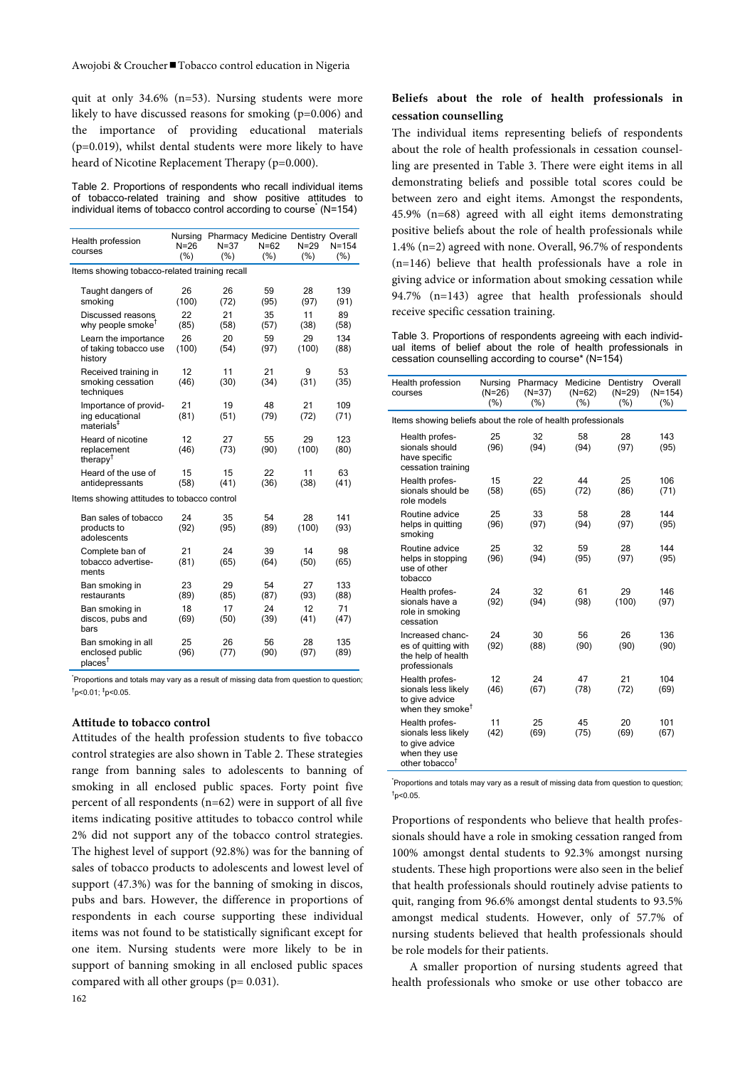quit at only 34.6% (n=53). Nursing students were more likely to have discussed reasons for smoking (p=0.006) and the importance of providing educational materials (p=0.019), whilst dental students were more likely to have heard of Nicotine Replacement Therapy (p=0.000).

Table 2. Proportions of respondents who recall individual items of tobacco-related training and show positive attitudes to individual items of tobacco control according to course* (N=154)

| Health profession courses | Nursing N=26 (%) | Pharmacy N=37 (%) | Medicine N=62 (%) | Dentistry N=29 (%) | Overall N=154 (%) |
|---|---|---|---|---|---|
| **Items showing tobacco-related training recall** | | | | | |
| Taught dangers of smoking | 26 (100) | 26 (72) | 59 (95) | 28 (97) | 139 (91) |
| Discussed reasons why people smoke† | 22 (85) | 21 (58) | 35 (57) | 11 (38) | 89 (58) |
| Learn the importance of taking tobacco use history | 26 (100) | 20 (54) | 59 (97) | 29 (100) | 134 (88) |
| Received training in smoking cessation techniques | 12 (46) | 11 (30) | 21 (34) | 9 (31) | 53 (35) |
| Importance of providing educational materials‡ | 21 (81) | 19 (51) | 48 (79) | 21 (72) | 109 (71) |
| Heard of nicotine replacement therapy† | 12 (46) | 27 (73) | 55 (90) | 29 (100) | 123 (80) |
| Heard of the use of antidepressants | 15 (58) | 15 (41) | 22 (36) | 11 (38) | 63 (41) |
| **Items showing attitudes to tobacco control** | | | | | |
| Ban sales of tobacco products to adolescents | 24 (92) | 35 (95) | 54 (89) | 28 (100) | 141 (93) |
| Complete ban of tobacco advertisements | 21 (81) | 24 (65) | 39 (64) | 14 (50) | 98 (65) |
| Ban smoking in restaurants | 23 (89) | 29 (85) | 54 (87) | 27 (93) | 133 (88) |
| Ban smoking in discos, pubs and bars | 18 (69) | 17 (50) | 24 (39) | 12 (41) | 71 (47) |
| Ban smoking in all enclosed public places† | 25 (96) | 26 (77) | 56 (90) | 28 (97) | 135 (89) |

*Proportions and totals may vary as a result of missing data from question to question; †p<0.01; ‡p<0.05.

### Attitude to tobacco control

Attitudes of the health profession students to five tobacco control strategies are also shown in Table 2. These strategies range from banning sales to adolescents to banning of smoking in all enclosed public spaces. Forty point five percent of all respondents (n=62) were in support of all five items indicating positive attitudes to tobacco control while 2% did not support any of the tobacco control strategies. The highest level of support (92.8%) was for the banning of sales of tobacco products to adolescents and lowest level of support (47.3%) was for the banning of smoking in discos, pubs and bars. However, the difference in proportions of respondents in each course supporting these individual items was not found to be statistically significant except for one item. Nursing students were more likely to be in support of banning smoking in all enclosed public spaces compared with all other groups (p= 0.031).

### Beliefs about the role of health professionals in cessation counselling

The individual items representing beliefs of respondents about the role of health professionals in cessation counselling are presented in Table 3. There were eight items in all demonstrating beliefs and possible total scores could be between zero and eight items. Amongst the respondents, 45.9% (n=68) agreed with all eight items demonstrating positive beliefs about the role of health professionals while 1.4% (n=2) agreed with none. Overall, 96.7% of respondents (n=146) believe that health professionals have a role in giving advice or information about smoking cessation while 94.7% (n=143) agree that health professionals should receive specific cessation training.

Table 3. Proportions of respondents agreeing with each individual items of belief about the role of health professionals in cessation counselling according to course* (N=154)

| Health profession courses | Nursing (N=26) (%) | Pharmacy (N=37) (%) | Medicine (N=62) (%) | Dentistry (N=29) (%) | Overall (N=154) (%) |
|---|---|---|---|---|---|
| **Items showing beliefs about the role of health professionals** | | | | | |
| Health professionals should have specific cessation training | 25 (96) | 32 (94) | 58 (94) | 28 (97) | 143 (95) |
| Health professionals should be role models | 15 (58) | 22 (65) | 44 (72) | 25 (86) | 106 (71) |
| Routine advice helps in quitting smoking | 25 (96) | 33 (97) | 58 (94) | 28 (97) | 144 (95) |
| Routine advice helps in stopping use of other tobacco | 25 (96) | 32 (94) | 59 (95) | 28 (97) | 144 (95) |
| Health professionals have a role in smoking cessation | 24 (92) | 32 (94) | 61 (98) | 29 (100) | 146 (97) |
| Increased chances of quitting with the help of health professionals | 24 (92) | 30 (88) | 56 (90) | 26 (90) | 136 (90) |
| Health professionals less likely to give advice when they smoke† | 12 (46) | 24 (67) | 47 (78) | 21 (72) | 104 (69) |
| Health professionals less likely to give advice when they use other tobacco† | 11 (42) | 25 (69) | 45 (75) | 20 (69) | 101 (67) |

*Proportions and totals may vary as a result of missing data from question to question; †p<0.05.

Proportions of respondents who believe that health professionals should have a role in smoking cessation ranged from 100% amongst dental students to 92.3% amongst nursing students. These high proportions were also seen in the belief that health professionals should routinely advise patients to quit, ranging from 96.6% amongst dental students to 93.5% amongst medical students. However, only of 57.7% of nursing students believed that health professionals should be role models for their patients.

A smaller proportion of nursing students agreed that health professionals who smoke or use other tobacco are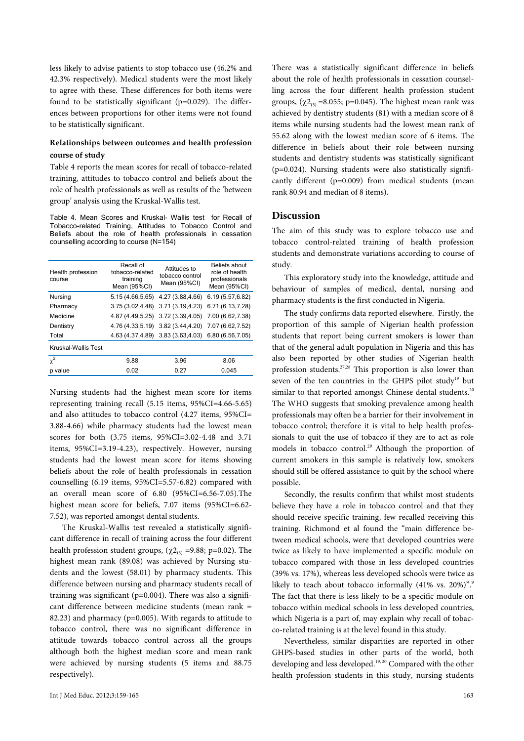less likely to advise patients to stop tobacco use (46.2% and 42.3% respectively). Medical students were the most likely to agree with these. These differences for both items were found to be statistically significant (p=0.029). The differences between proportions for other items were not found to be statistically significant.

### Relationships between outcomes and health profession course of study

Table 4 reports the mean scores for recall of tobacco-related training, attitudes to tobacco control and beliefs about the role of health professionals as well as results of the 'between group' analysis using the Kruskal-Wallis test.

Table 4. Mean Scores and Kruskal- Wallis test for Recall of Tobacco-related Training, Attitudes to Tobacco Control and Beliefs about the role of health professionals in cessation counselling according to course (N=154)

| Health profession course | Recall of tobacco-related training Mean (95%CI) | Attitudes to tobacco control Mean (95%CI) | Beliefs about role of health professionals Mean (95%CI) |
|---|---|---|---|
| Nursing | 5.15 (4.66,5.65) | 4.27 (3.88,4.66) | 6.19 (5.57,6.82) |
| Pharmacy | 3.75 (3.02,4.48) | 3.71 (3.19,4.23) | 6.71 (6.13,7.28) |
| Medicine | 4.87 (4.49,5.25) | 3.72 (3.39,4.05) | 7.00 (6.62,7.38) |
| Dentistry | 4.76 (4.33,5.19) | 3.82 (3.44,4.20) | 7.07 (6.62,7.52) |
| Total | 4.63 (4.37,4.89) | 3.83 (3.63,4.03) | 6.80 (6.56,7.05) |
| Kruskal-Wallis Test | | | |
| $\chi^2$ | 9.88 | 3.96 | 8.06 |
| p value | 0.02 | 0.27 | 0.045 |

Nursing students had the highest mean score for items representing training recall (5.15 items, 95%CI=4.66-5.65) and also attitudes to tobacco control (4.27 items, 95%CI=3.88-4.66) while pharmacy students had the lowest mean scores for both (3.75 items, 95%CI=3.02-4.48 and 3.71 items, 95%CI=3.19-4.23), respectively. However, nursing students had the lowest mean score for items showing beliefs about the role of health professionals in cessation counselling (6.19 items, 95%CI=5.57-6.82) compared with an overall mean score of 6.80 (95%CI=6.56-7.05).The highest mean score for beliefs, 7.07 items (95%CI=6.62-7.52), was reported amongst dental students.

The Kruskal-Wallis test revealed a statistically significant difference in recall of training across the four different health profession student groups, ($\chi 2_{(3)}$ =9.88; p=0.02). The highest mean rank (89.08) was achieved by Nursing students and the lowest (58.01) by pharmacy students. This difference between nursing and pharmacy students recall of training was significant (p=0.004). There was also a significant difference between medicine students (mean rank = 82.23) and pharmacy (p=0.005). With regards to attitude to tobacco control, there was no significant difference in attitude towards tobacco control across all the groups although both the highest median score and mean rank were achieved by nursing students (5 items and 88.75 respectively).

There was a statistically significant difference in beliefs about the role of health professionals in cessation counselling across the four different health profession student groups, ($\chi 2_{(3)}$ =8.055; p=0.045). The highest mean rank was achieved by dentistry students (81) with a median score of 8 items while nursing students had the lowest mean rank of 55.62 along with the lowest median score of 6 items. The difference in beliefs about their role between nursing students and dentistry students was statistically significant (p=0.024). Nursing students were also statistically significantly different (p=0.009) from medical students (mean rank 80.94 and median of 8 items).

## Discussion

The aim of this study was to explore tobacco use and tobacco control-related training of health profession students and demonstrate variations according to course of study.

This exploratory study into the knowledge, attitude and behaviour of samples of medical, dental, nursing and pharmacy students is the first conducted in Nigeria.

The study confirms data reported elsewhere. Firstly, the proportion of this sample of Nigerian health profession students that report being current smokers is lower than that of the general adult population in Nigeria and this has also been reported by other studies of Nigerian health profession students.[27,28] This proportion is also lower than seven of the ten countries in the GHPS pilot study[19] but similar to that reported amongst Chinese dental students.[20] The WHO suggests that smoking prevalence among health professionals may often be a barrier for their involvement in tobacco control; therefore it is vital to help health professionals to quit the use of tobacco if they are to act as role models in tobacco control.[29] Although the proportion of current smokers in this sample is relatively low, smokers should still be offered assistance to quit by the school where possible.

Secondly, the results confirm that whilst most students believe they have a role in tobacco control and that they should receive specific training, few recalled receiving this training. Richmond et al found the "main difference between medical schools, were that developed countries were twice as likely to have implemented a specific module on tobacco compared with those in less developed countries (39% vs. 17%), whereas less developed schools were twice as likely to teach about tobacco informally (41% vs. 20%)".[9] The fact that there is less likely to be a specific module on tobacco within medical schools in less developed countries, which Nigeria is a part of, may explain why recall of tobacco-related training is at the level found in this study.

Nevertheless, similar disparities are reported in other GHPS-based studies in other parts of the world, both developing and less developed.[19, 20] Compared with the other health profession students in this study, nursing students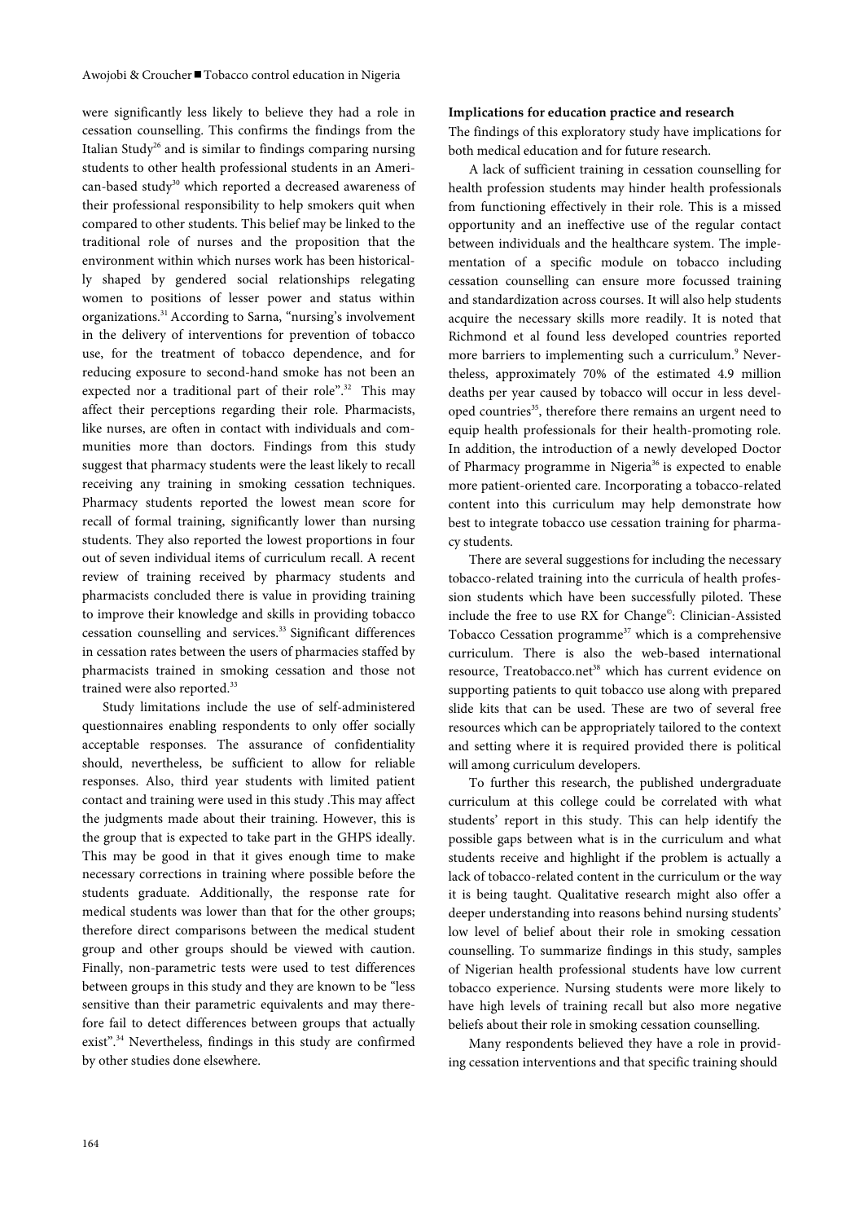were significantly less likely to believe they had a role in cessation counselling. This confirms the findings from the Italian Study[26] and is similar to findings comparing nursing students to other health professional students in an American-based study[30] which reported a decreased awareness of their professional responsibility to help smokers quit when compared to other students. This belief may be linked to the traditional role of nurses and the proposition that the environment within which nurses work has been historically shaped by gendered social relationships relegating women to positions of lesser power and status within organizations.[31] According to Sarna, "nursing's involvement in the delivery of interventions for prevention of tobacco use, for the treatment of tobacco dependence, and for reducing exposure to second-hand smoke has not been an expected nor a traditional part of their role".[32] This may affect their perceptions regarding their role. Pharmacists, like nurses, are often in contact with individuals and communities more than doctors. Findings from this study suggest that pharmacy students were the least likely to recall receiving any training in smoking cessation techniques. Pharmacy students reported the lowest mean score for recall of formal training, significantly lower than nursing students. They also reported the lowest proportions in four out of seven individual items of curriculum recall. A recent review of training received by pharmacy students and pharmacists concluded there is value in providing training to improve their knowledge and skills in providing tobacco cessation counselling and services.[33] Significant differences in cessation rates between the users of pharmacies staffed by pharmacists trained in smoking cessation and those not trained were also reported.[33]

Study limitations include the use of self-administered questionnaires enabling respondents to only offer socially acceptable responses. The assurance of confidentiality should, nevertheless, be sufficient to allow for reliable responses. Also, third year students with limited patient contact and training were used in this study .This may affect the judgments made about their training. However, this is the group that is expected to take part in the GHPS ideally. This may be good in that it gives enough time to make necessary corrections in training where possible before the students graduate. Additionally, the response rate for medical students was lower than that for the other groups; therefore direct comparisons between the medical student group and other groups should be viewed with caution. Finally, non-parametric tests were used to test differences between groups in this study and they are known to be "less sensitive than their parametric equivalents and may therefore fail to detect differences between groups that actually exist".[34] Nevertheless, findings in this study are confirmed by other studies done elsewhere.

**Implications for education practice and research**

The findings of this exploratory study have implications for both medical education and for future research.

A lack of sufficient training in cessation counselling for health profession students may hinder health professionals from functioning effectively in their role. This is a missed opportunity and an ineffective use of the regular contact between individuals and the healthcare system. The implementation of a specific module on tobacco including cessation counselling can ensure more focussed training and standardization across courses. It will also help students acquire the necessary skills more readily. It is noted that Richmond et al found less developed countries reported more barriers to implementing such a curriculum.[9] Nevertheless, approximately 70% of the estimated 4.9 million deaths per year caused by tobacco will occur in less developed countries[35], therefore there remains an urgent need to equip health professionals for their health-promoting role. In addition, the introduction of a newly developed Doctor of Pharmacy programme in Nigeria[36] is expected to enable more patient-oriented care. Incorporating a tobacco-related content into this curriculum may help demonstrate how best to integrate tobacco use cessation training for pharmacy students.

There are several suggestions for including the necessary tobacco-related training into the curricula of health profession students which have been successfully piloted. These include the free to use RX for Change©: Clinician-Assisted Tobacco Cessation programme[37] which is a comprehensive curriculum. There is also the web-based international resource, Treatobacco.net[38] which has current evidence on supporting patients to quit tobacco use along with prepared slide kits that can be used. These are two of several free resources which can be appropriately tailored to the context and setting where it is required provided there is political will among curriculum developers.

To further this research, the published undergraduate curriculum at this college could be correlated with what students' report in this study. This can help identify the possible gaps between what is in the curriculum and what students receive and highlight if the problem is actually a lack of tobacco-related content in the curriculum or the way it is being taught. Qualitative research might also offer a deeper understanding into reasons behind nursing students' low level of belief about their role in smoking cessation counselling. To summarize findings in this study, samples of Nigerian health professional students have low current tobacco experience. Nursing students were more likely to have high levels of training recall but also more negative beliefs about their role in smoking cessation counselling.

Many respondents believed they have a role in providing cessation interventions and that specific training should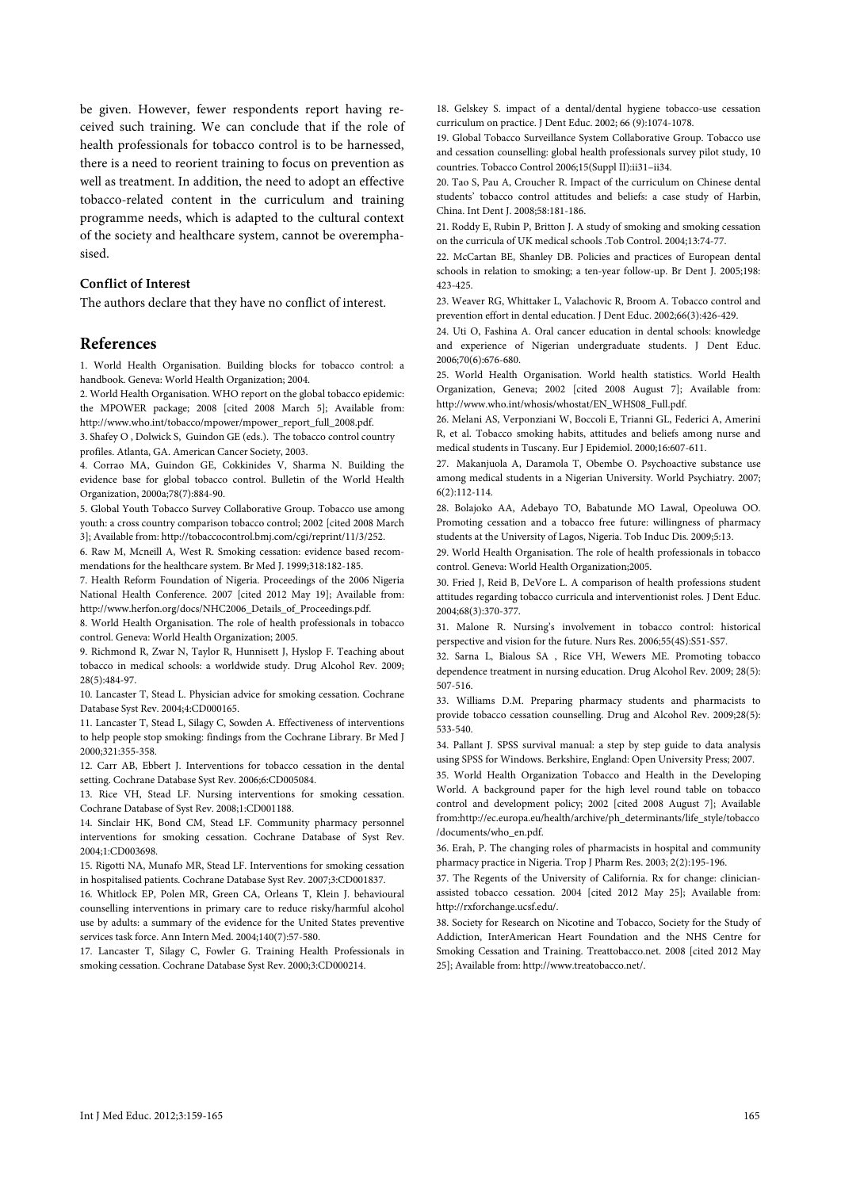be given. However, fewer respondents report having received such training. We can conclude that if the role of health professionals for tobacco control is to be harnessed, there is a need to reorient training to focus on prevention as well as treatment. In addition, the need to adopt an effective tobacco-related content in the curriculum and training programme needs, which is adapted to the cultural context of the society and healthcare system, cannot be overemphasised.

### Conflict of Interest

The authors declare that they have no conflict of interest.

## References

1. World Health Organisation. Building blocks for tobacco control: a handbook. Geneva: World Health Organization; 2004.
2. World Health Organisation. WHO report on the global tobacco epidemic: the MPOWER package; 2008 [cited 2008 March 5]; Available from: http://www.who.int/tobacco/mpower/mpower_report_full_2008.pdf.
3. Shafey O , Dolwick S, Guindon GE (eds.). The tobacco control country profiles. Atlanta, GA. American Cancer Society, 2003.
4. Corrao MA, Guindon GE, Cokkinides V, Sharma N. Building the evidence base for global tobacco control. Bulletin of the World Health Organization, 2000a;78(7):884-90.
5. Global Youth Tobacco Survey Collaborative Group. Tobacco use among youth: a cross country comparison tobacco control; 2002 [cited 2008 March 3]; Available from: http://tobaccocontrol.bmj.com/cgi/reprint/11/3/252.
6. Raw M, Mcneill A, West R. Smoking cessation: evidence based recommendations for the healthcare system. Br Med J. 1999;318:182-185.
7. Health Reform Foundation of Nigeria. Proceedings of the 2006 Nigeria National Health Conference. 2007 [cited 2012 May 19]; Available from: http://www.herfon.org/docs/NHC2006_Details_of_Proceedings.pdf.
8. World Health Organisation. The role of health professionals in tobacco control. Geneva: World Health Organization; 2005.
9. Richmond R, Zwar N, Taylor R, Hunnisett J, Hyslop F. Teaching about tobacco in medical schools: a worldwide study. Drug Alcohol Rev. 2009; 28(5):484-97.
10. Lancaster T, Stead L. Physician advice for smoking cessation. Cochrane Database Syst Rev. 2004;4:CD000165.
11. Lancaster T, Stead L, Silagy C, Sowden A. Effectiveness of interventions to help people stop smoking: findings from the Cochrane Library. Br Med J 2000;321:355-358.
12. Carr AB, Ebbert J. Interventions for tobacco cessation in the dental setting. Cochrane Database Syst Rev. 2006;6:CD005084.
13. Rice VH, Stead LF. Nursing interventions for smoking cessation. Cochrane Database of Syst Rev. 2008;1:CD001188.
14. Sinclair HK, Bond CM, Stead LF. Community pharmacy personnel interventions for smoking cessation. Cochrane Database of Syst Rev. 2004;1:CD003698.
15. Rigotti NA, Munafo MR, Stead LF. Interventions for smoking cessation in hospitalised patients. Cochrane Database Syst Rev. 2007;3:CD001837.
16. Whitlock EP, Polen MR, Green CA, Orleans T, Klein J. behavioural counselling interventions in primary care to reduce risky/harmful alcohol use by adults: a summary of the evidence for the United States preventive services task force. Ann Intern Med. 2004;140(7):57-580.
17. Lancaster T, Silagy C, Fowler G. Training Health Professionals in smoking cessation. Cochrane Database Syst Rev. 2000;3:CD000214.
18. Gelskey S. impact of a dental/dental hygiene tobacco-use cessation curriculum on practice. J Dent Educ. 2002; 66 (9):1074-1078.
19. Global Tobacco Surveillance System Collaborative Group. Tobacco use and cessation counselling: global health professionals survey pilot study, 10 countries. Tobacco Control 2006;15(Suppl II):ii31–ii34.
20. Tao S, Pau A, Croucher R. Impact of the curriculum on Chinese dental students' tobacco control attitudes and beliefs: a case study of Harbin, China. Int Dent J. 2008;58:181-186.
21. Roddy E, Rubin P, Britton J. A study of smoking and smoking cessation on the curricula of UK medical schools .Tob Control. 2004;13:74-77.
22. McCartan BE, Shanley DB. Policies and practices of European dental schools in relation to smoking; a ten-year follow-up. Br Dent J. 2005;198: 423-425.
23. Weaver RG, Whittaker L, Valachovic R, Broom A. Tobacco control and prevention effort in dental education. J Dent Educ. 2002;66(3):426-429.
24. Uti O, Fashina A. Oral cancer education in dental schools: knowledge and experience of Nigerian undergraduate students. J Dent Educ. 2006;70(6):676-680.
25. World Health Organisation. World health statistics. World Health Organization, Geneva; 2002 [cited 2008 August 7]; Available from: http://www.who.int/whosis/whostat/EN_WHS08_Full.pdf.
26. Melani AS, Verponziani W, Boccoli E, Trianni GL, Federici A, Amerini R, et al. Tobacco smoking habits, attitudes and beliefs among nurse and medical students in Tuscany. Eur J Epidemiol. 2000;16:607-611.
27. Makanjuola A, Daramola T, Obembe O. Psychoactive substance use among medical students in a Nigerian University. World Psychiatry. 2007; 6(2):112-114.
28. Bolajoko AA, Adebayo TO, Babatunde MO Lawal, Opeoluwa OO. Promoting cessation and a tobacco free future: willingness of pharmacy students at the University of Lagos, Nigeria. Tob Induc Dis. 2009;5:13.
29. World Health Organisation. The role of health professionals in tobacco control. Geneva: World Health Organization;2005.
30. Fried J, Reid B, DeVore L. A comparison of health professions student attitudes regarding tobacco curricula and interventionist roles. J Dent Educ. 2004;68(3):370-377.
31. Malone R. Nursing's involvement in tobacco control: historical perspective and vision for the future. Nurs Res. 2006;55(4S):S51-S57.
32. Sarna L, Bialous SA , Rice VH, Wewers ME. Promoting tobacco dependence treatment in nursing education. Drug Alcohol Rev. 2009; 28(5): 507-516.
33. Williams D.M. Preparing pharmacy students and pharmacists to provide tobacco cessation counselling. Drug and Alcohol Rev. 2009;28(5): 533-540.
34. Pallant J. SPSS survival manual: a step by step guide to data analysis using SPSS for Windows. Berkshire, England: Open University Press; 2007.
35. World Health Organization Tobacco and Health in the Developing World. A background paper for the high level round table on tobacco control and development policy; 2002 [cited 2008 August 7]; Available from:http://ec.europa.eu/health/archive/ph_determinants/life_style/tobacco/documents/who_en.pdf.
36. Erah, P. The changing roles of pharmacists in hospital and community pharmacy practice in Nigeria. Trop J Pharm Res. 2003; 2(2):195-196.
37. The Regents of the University of California. Rx for change: clinician-assisted tobacco cessation. 2004 [cited 2012 May 25]; Available from: http://rxforchange.ucsf.edu/.
38. Society for Research on Nicotine and Tobacco, Society for the Study of Addiction, InterAmerican Heart Foundation and the NHS Centre for Smoking Cessation and Training. Treattobacco.net. 2008 [cited 2012 May 25]; Available from: http://www.treatobacco.net/.